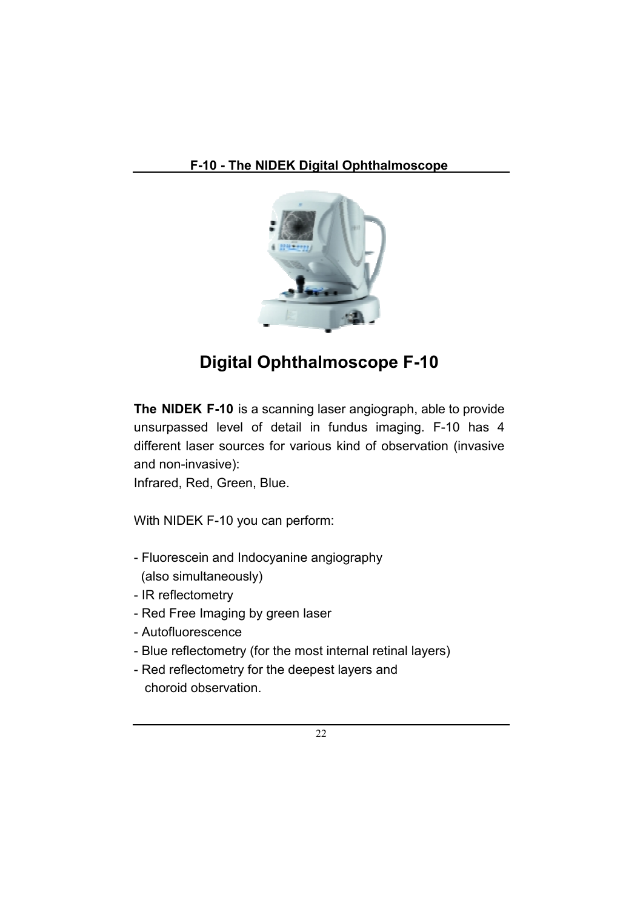## F-10 - The NIDEK Digital Ophthalmoscope

# Digital Ophthalmoscope F-10

**The NIDEK F-10** is a scanning laser angiograph, able to provide unsurpassed level of detail in fundus imaging. F-10 has 4 different laser sources for various kind of observation (invasive and non-invasive):
Infrared, Red, Green, Blue.

With NIDEK F-10 you can perform:

- Fluorescein and Indocyanine angiography (also simultaneously)
- IR reflectometry
- Red Free Imaging by green laser
- Autofluorescence
- Blue reflectometry (for the most internal retinal layers)
- Red reflectometry for the deepest layers and choroid observation.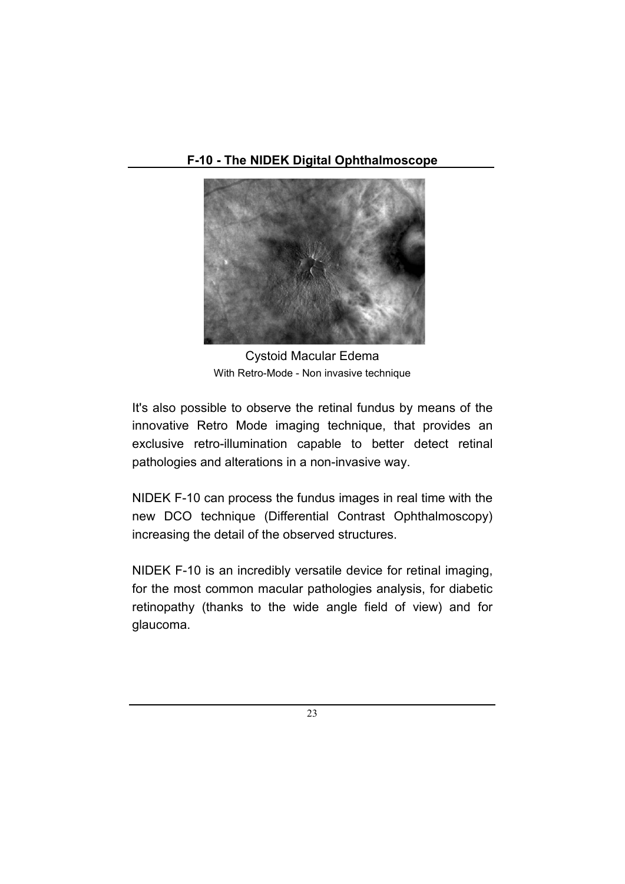## F-10 - The NIDEK Digital Ophthalmoscope

Cystoid Macular Edema

With Retro-Mode - Non invasive technique

It's also possible to observe the retinal fundus by means of the innovative Retro Mode imaging technique, that provides an exclusive retro-illumination capable to better detect retinal pathologies and alterations in a non-invasive way.

NIDEK F-10 can process the fundus images in real time with the new DCO technique (Differential Contrast Ophthalmoscopy) increasing the detail of the observed structures.

NIDEK F-10 is an incredibly versatile device for retinal imaging, for the most common macular pathologies analysis, for diabetic retinopathy (thanks to the wide angle field of view) and for glaucoma.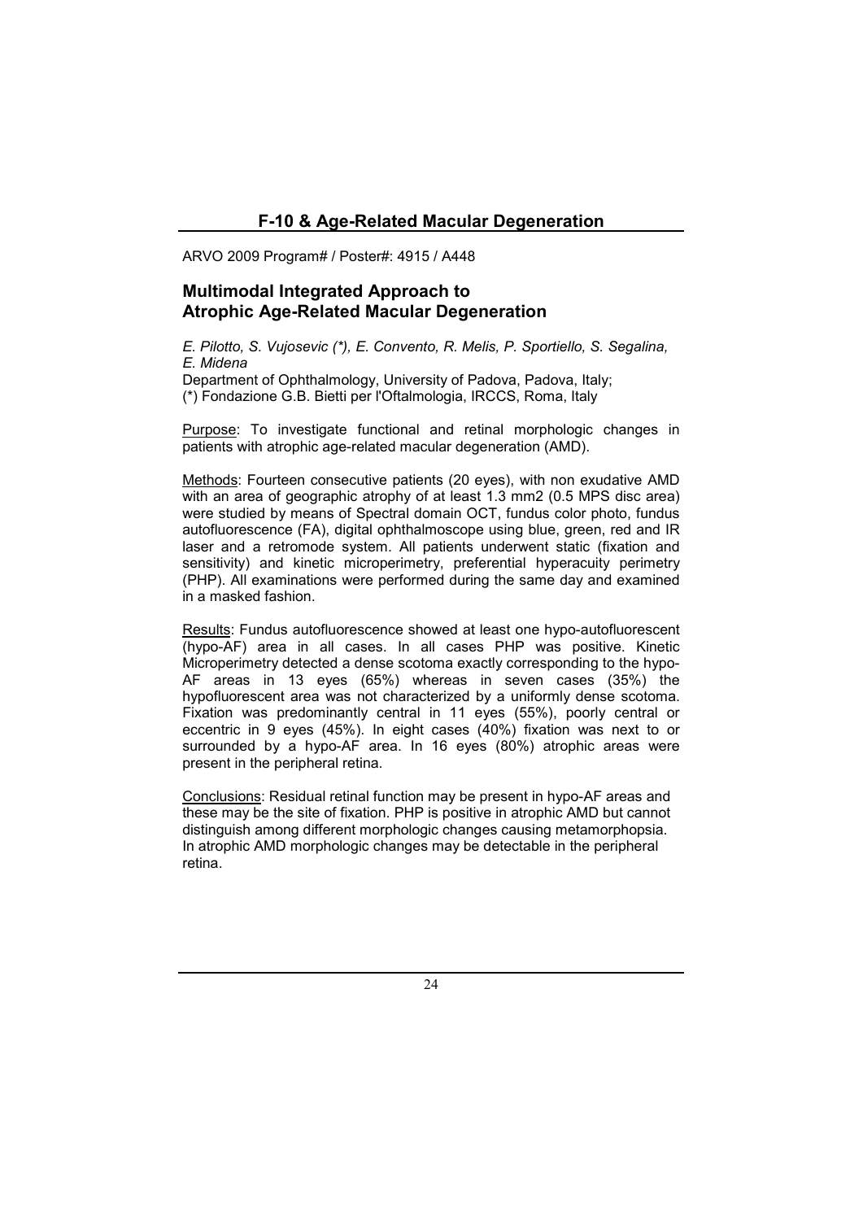## F-10 & Age-Related Macular Degeneration

ARVO 2009 Program# / Poster#: 4915 / A448

### Multimodal Integrated Approach to Atrophic Age-Related Macular Degeneration

*E. Pilotto, S. Vujosevic (\*), E. Convento, R. Melis, P. Sportiello, S. Segalina, E. Midena*

Department of Ophthalmology, University of Padova, Padova, Italy;
(\*) Fondazione G.B. Bietti per l'Oftalmologia, IRCCS, Roma, Italy

Purpose: To investigate functional and retinal morphologic changes in patients with atrophic age-related macular degeneration (AMD).

Methods: Fourteen consecutive patients (20 eyes), with non exudative AMD with an area of geographic atrophy of at least 1.3 mm2 (0.5 MPS disc area) were studied by means of Spectral domain OCT, fundus color photo, fundus autofluorescence (FA), digital ophthalmoscope using blue, green, red and IR laser and a retromode system. All patients underwent static (fixation and sensitivity) and kinetic microperimetry, preferential hyperacuity perimetry (PHP). All examinations were performed during the same day and examined in a masked fashion.

Results: Fundus autofluorescence showed at least one hypo-autofluorescent (hypo-AF) area in all cases. In all cases PHP was positive. Kinetic Microperimetry detected a dense scotoma exactly corresponding to the hypo-AF areas in 13 eyes (65%) whereas in seven cases (35%) the hypofluorescent area was not characterized by a uniformly dense scotoma. Fixation was predominantly central in 11 eyes (55%), poorly central or eccentric in 9 eyes (45%). In eight cases (40%) fixation was next to or surrounded by a hypo-AF area. In 16 eyes (80%) atrophic areas were present in the peripheral retina.

Conclusions: Residual retinal function may be present in hypo-AF areas and these may be the site of fixation. PHP is positive in atrophic AMD but cannot distinguish among different morphologic changes causing metamorphopsia. In atrophic AMD morphologic changes may be detectable in the peripheral retina.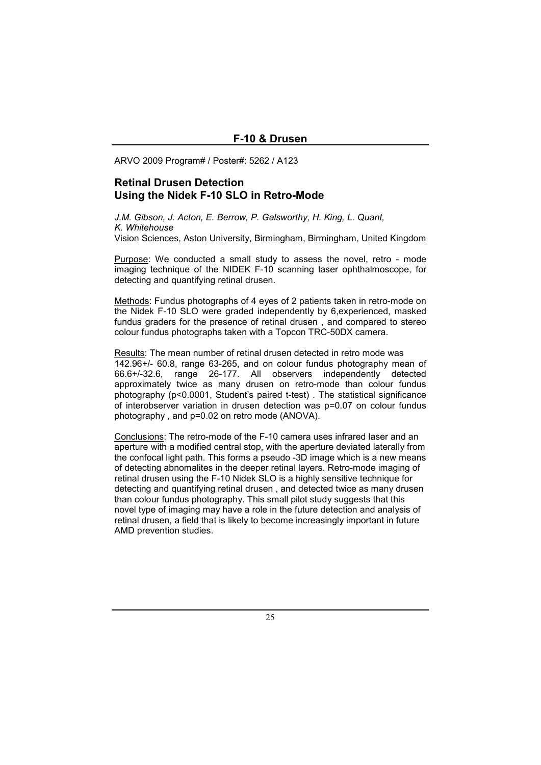## F-10 & Drusen

ARVO 2009 Program# / Poster#: 5262 / A123

### Retinal Drusen Detection
### Using the Nidek F-10 SLO in Retro-Mode

*J.M. Gibson, J. Acton, E. Berrow, P. Galsworthy, H. King, L. Quant, K. Whitehouse*
Vision Sciences, Aston University, Birmingham, Birmingham, United Kingdom

Purpose: We conducted a small study to assess the novel, retro - mode imaging technique of the NIDEK F-10 scanning laser ophthalmoscope, for detecting and quantifying retinal drusen.

Methods: Fundus photographs of 4 eyes of 2 patients taken in retro-mode on the Nidek F-10 SLO were graded independently by 6,experienced, masked fundus graders for the presence of retinal drusen , and compared to stereo colour fundus photographs taken with a Topcon TRC-50DX camera.

Results: The mean number of retinal drusen detected in retro mode was 142.96+/- 60.8, range 63-265, and on colour fundus photography mean of 66.6+/-32.6, range 26-177. All observers independently detected approximately twice as many drusen on retro-mode than colour fundus photography ($p<0.0001$, Student's paired t-test) . The statistical significance of interobserver variation in drusen detection was $p=0.07$ on colour fundus photography , and $p=0.02$ on retro mode (ANOVA).

Conclusions: The retro-mode of the F-10 camera uses infrared laser and an aperture with a modified central stop, with the aperture deviated laterally from the confocal light path. This forms a pseudo -3D image which is a new means of detecting abnomalites in the deeper retinal layers. Retro-mode imaging of retinal drusen using the F-10 Nidek SLO is a highly sensitive technique for detecting and quantifying retinal drusen , and detected twice as many drusen than colour fundus photography. This small pilot study suggests that this novel type of imaging may have a role in the future detection and analysis of retinal drusen, a field that is likely to become increasingly important in future AMD prevention studies.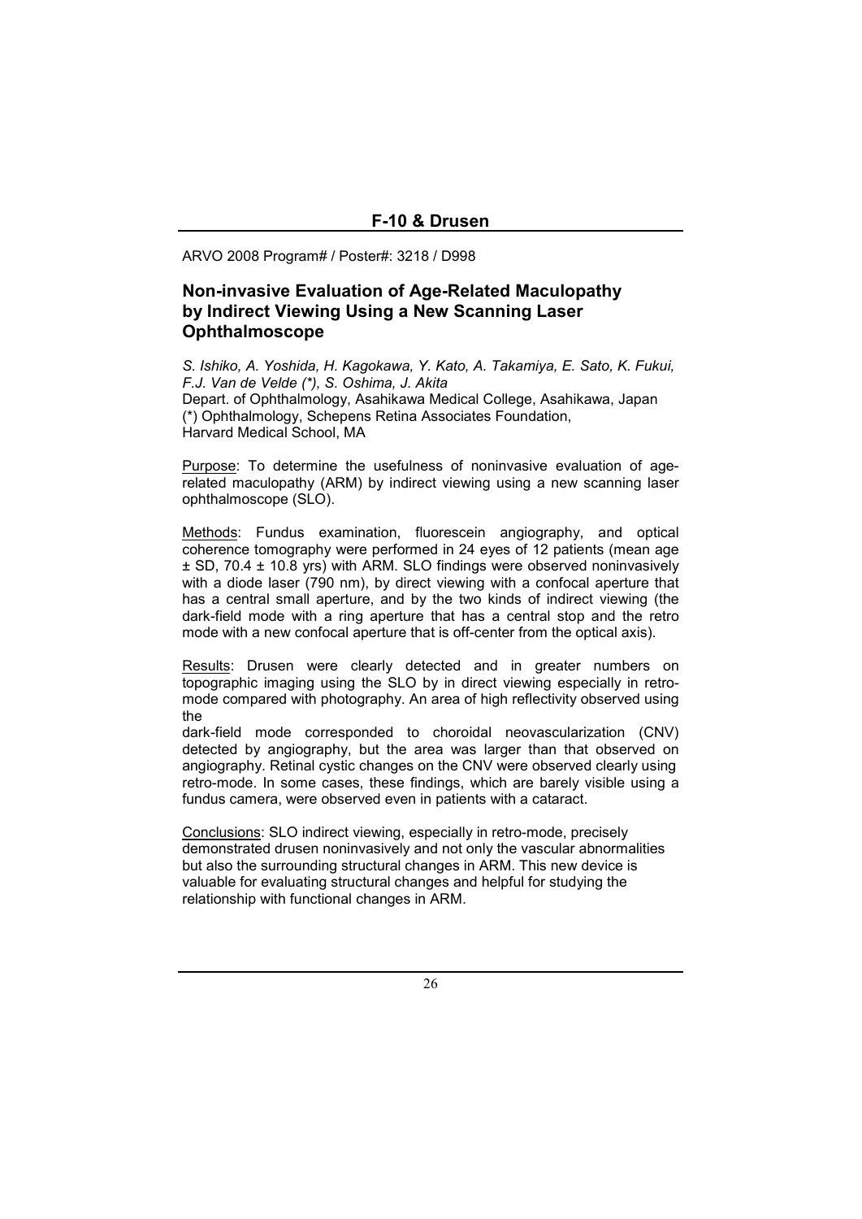## F-10 & Drusen

ARVO 2008 Program# / Poster#: 3218 / D998

### Non-invasive Evaluation of Age-Related Maculopathy by Indirect Viewing Using a New Scanning Laser Ophthalmoscope

*S. Ishiko, A. Yoshida, H. Kagokawa, Y. Kato, A. Takamiya, E. Sato, K. Fukui, F.J. Van de Velde (\*), S. Oshima, J. Akita*
Depart. of Ophthalmology, Asahikawa Medical College, Asahikawa, Japan
(\*) Ophthalmology, Schepens Retina Associates Foundation, Harvard Medical School, MA

Purpose: To determine the usefulness of noninvasive evaluation of age-related maculopathy (ARM) by indirect viewing using a new scanning laser ophthalmoscope (SLO).

Methods: Fundus examination, fluorescein angiography, and optical coherence tomography were performed in 24 eyes of 12 patients (mean age ± SD, 70.4 ± 10.8 yrs) with ARM. SLO findings were observed noninvasively with a diode laser (790 nm), by direct viewing with a confocal aperture that has a central small aperture, and by the two kinds of indirect viewing (the dark-field mode with a ring aperture that has a central stop and the retro mode with a new confocal aperture that is off-center from the optical axis).

Results: Drusen were clearly detected and in greater numbers on topographic imaging using the SLO by in direct viewing especially in retro-mode compared with photography. An area of high reflectivity observed using the dark-field mode corresponded to choroidal neovascularization (CNV) detected by angiography, but the area was larger than that observed on angiography. Retinal cystic changes on the CNV were observed clearly using retro-mode. In some cases, these findings, which are barely visible using a fundus camera, were observed even in patients with a cataract.

Conclusions: SLO indirect viewing, especially in retro-mode, precisely demonstrated drusen noninvasively and not only the vascular abnormalities but also the surrounding structural changes in ARM. This new device is valuable for evaluating structural changes and helpful for studying the relationship with functional changes in ARM.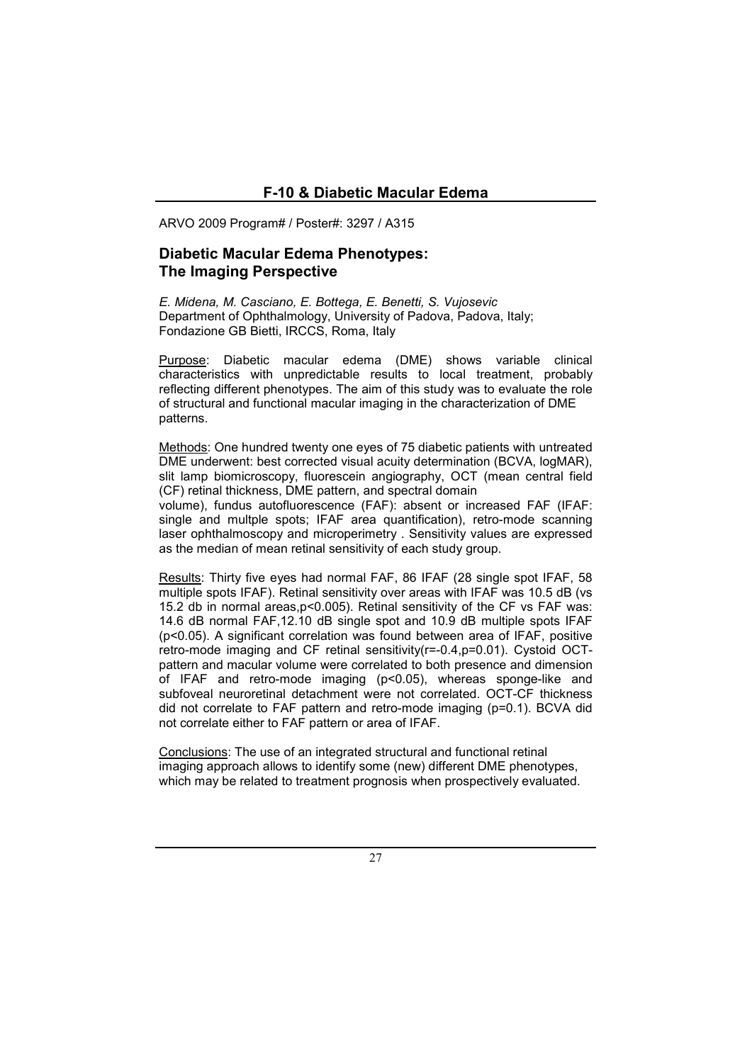## F-10 & Diabetic Macular Edema

ARVO 2009 Program# / Poster#: 3297 / A315

### Diabetic Macular Edema Phenotypes: The Imaging Perspective

*E. Midena, M. Casciano, E. Bottega, E. Benetti, S. Vujosevic*
Department of Ophthalmology, University of Padova, Padova, Italy; Fondazione GB Bietti, IRCCS, Roma, Italy

Purpose: Diabetic macular edema (DME) shows variable clinical characteristics with unpredictable results to local treatment, probably reflecting different phenotypes. The aim of this study was to evaluate the role of structural and functional macular imaging in the characterization of DME patterns.

Methods: One hundred twenty one eyes of 75 diabetic patients with untreated DME underwent: best corrected visual acuity determination (BCVA, logMAR), slit lamp biomicroscopy, fluorescein angiography, OCT (mean central field (CF) retinal thickness, DME pattern, and spectral domain volume), fundus autofluorescence (FAF): absent or increased FAF (IFAF: single and multple spots; IFAF area quantification), retro-mode scanning laser ophthalmoscopy and microperimetry . Sensitivity values are expressed as the median of mean retinal sensitivity of each study group.

Results: Thirty five eyes had normal FAF, 86 IFAF (28 single spot IFAF, 58 multiple spots IFAF). Retinal sensitivity over areas with IFAF was 10.5 dB (vs 15.2 db in normal areas, $p<0.005$). Retinal sensitivity of the CF vs FAF was: 14.6 dB normal FAF, 12.10 dB single spot and 10.9 dB multiple spots IFAF ($p<0.05$). A significant correlation was found between area of IFAF, positive retro-mode imaging and CF retinal sensitivity($r=-0.4, p=0.01$). Cystoid OCT-pattern and macular volume were correlated to both presence and dimension of IFAF and retro-mode imaging ($p<0.05$), whereas sponge-like and subfoveal neuroretinal detachment were not correlated. OCT-CF thickness did not correlate to FAF pattern and retro-mode imaging ($p=0.1$). BCVA did not correlate either to FAF pattern or area of IFAF.

Conclusions: The use of an integrated structural and functional retinal imaging approach allows to identify some (new) different DME phenotypes, which may be related to treatment prognosis when prospectively evaluated.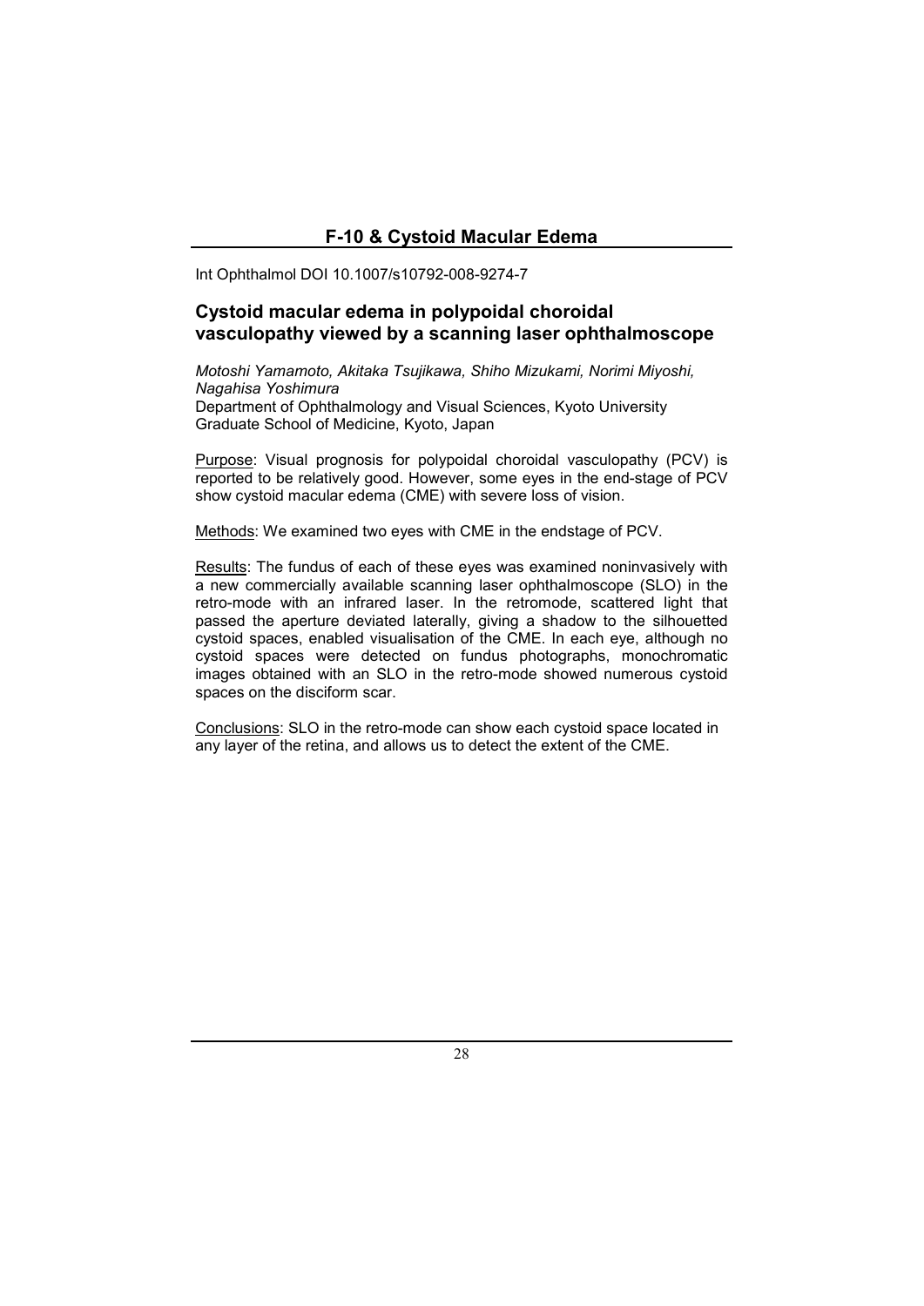## F-10 & Cystoid Macular Edema

Int Ophthalmol DOI 10.1007/s10792-008-9274-7

### Cystoid macular edema in polypoidal choroidal vasculopathy viewed by a scanning laser ophthalmoscope

*Motoshi Yamamoto, Akitaka Tsujikawa, Shiho Mizukami, Norimi Miyoshi, Nagahisa Yoshimura*

Department of Ophthalmology and Visual Sciences, Kyoto University Graduate School of Medicine, Kyoto, Japan

Purpose: Visual prognosis for polypoidal choroidal vasculopathy (PCV) is reported to be relatively good. However, some eyes in the end-stage of PCV show cystoid macular edema (CME) with severe loss of vision.

Methods: We examined two eyes with CME in the endstage of PCV.

Results: The fundus of each of these eyes was examined noninvasively with a new commercially available scanning laser ophthalmoscope (SLO) in the retro-mode with an infrared laser. In the retromode, scattered light that passed the aperture deviated laterally, giving a shadow to the silhouetted cystoid spaces, enabled visualisation of the CME. In each eye, although no cystoid spaces were detected on fundus photographs, monochromatic images obtained with an SLO in the retro-mode showed numerous cystoid spaces on the disciform scar.

Conclusions: SLO in the retro-mode can show each cystoid space located in any layer of the retina, and allows us to detect the extent of the CME.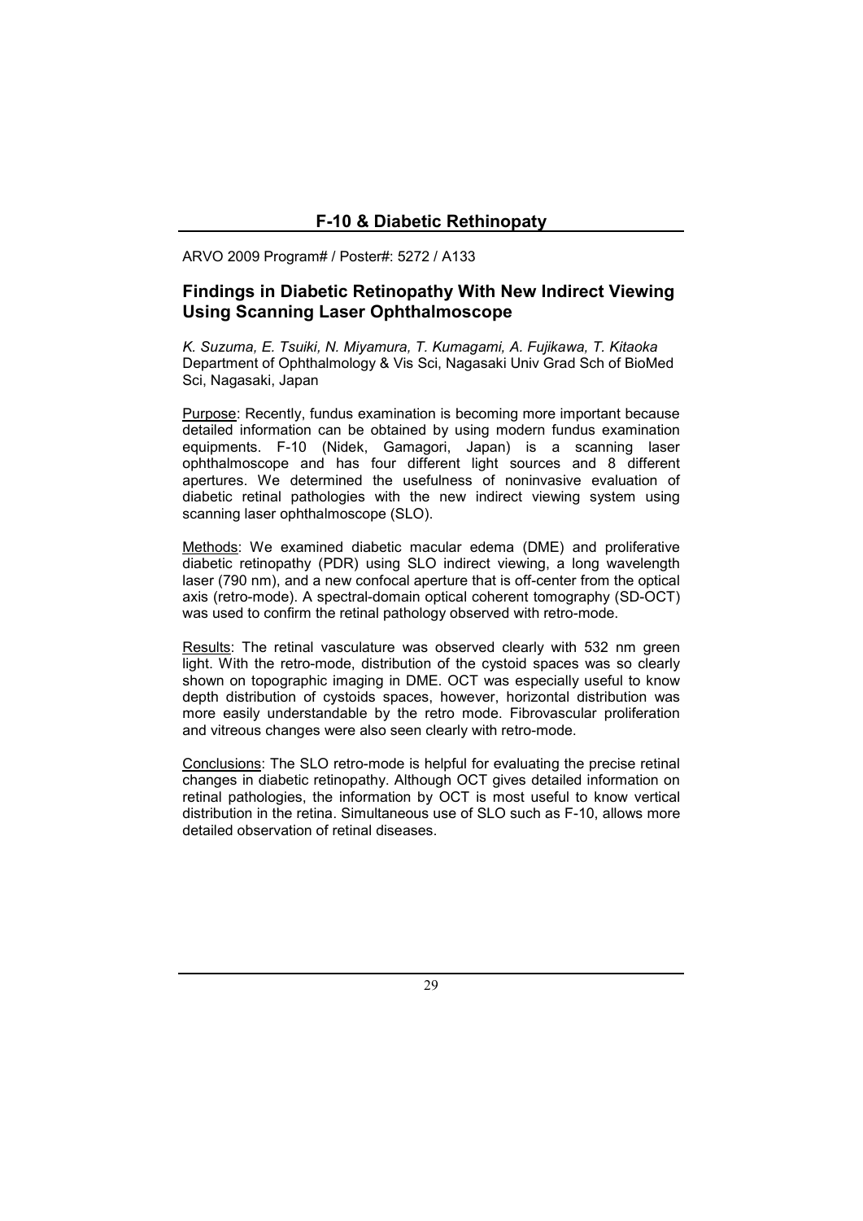## F-10 & Diabetic Rethinopaty

ARVO 2009 Program# / Poster#: 5272 / A133

### Findings in Diabetic Retinopathy With New Indirect Viewing Using Scanning Laser Ophthalmoscope

*K. Suzuma, E. Tsuiki, N. Miyamura, T. Kumagami, A. Fujikawa, T. Kitaoka*
Department of Ophthalmology & Vis Sci, Nagasaki Univ Grad Sch of BioMed Sci, Nagasaki, Japan

Purpose: Recently, fundus examination is becoming more important because detailed information can be obtained by using modern fundus examination equipments. F-10 (Nidek, Gamagori, Japan) is a scanning laser ophthalmoscope and has four different light sources and 8 different apertures. We determined the usefulness of noninvasive evaluation of diabetic retinal pathologies with the new indirect viewing system using scanning laser ophthalmoscope (SLO).

Methods: We examined diabetic macular edema (DME) and proliferative diabetic retinopathy (PDR) using SLO indirect viewing, a long wavelength laser (790 nm), and a new confocal aperture that is off-center from the optical axis (retro-mode). A spectral-domain optical coherent tomography (SD-OCT) was used to confirm the retinal pathology observed with retro-mode.

Results: The retinal vasculature was observed clearly with 532 nm green light. With the retro-mode, distribution of the cystoid spaces was so clearly shown on topographic imaging in DME. OCT was especially useful to know depth distribution of cystoids spaces, however, horizontal distribution was more easily understandable by the retro mode. Fibrovascular proliferation and vitreous changes were also seen clearly with retro-mode.

Conclusions: The SLO retro-mode is helpful for evaluating the precise retinal changes in diabetic retinopathy. Although OCT gives detailed information on retinal pathologies, the information by OCT is most useful to know vertical distribution in the retina. Simultaneous use of SLO such as F-10, allows more detailed observation of retinal diseases.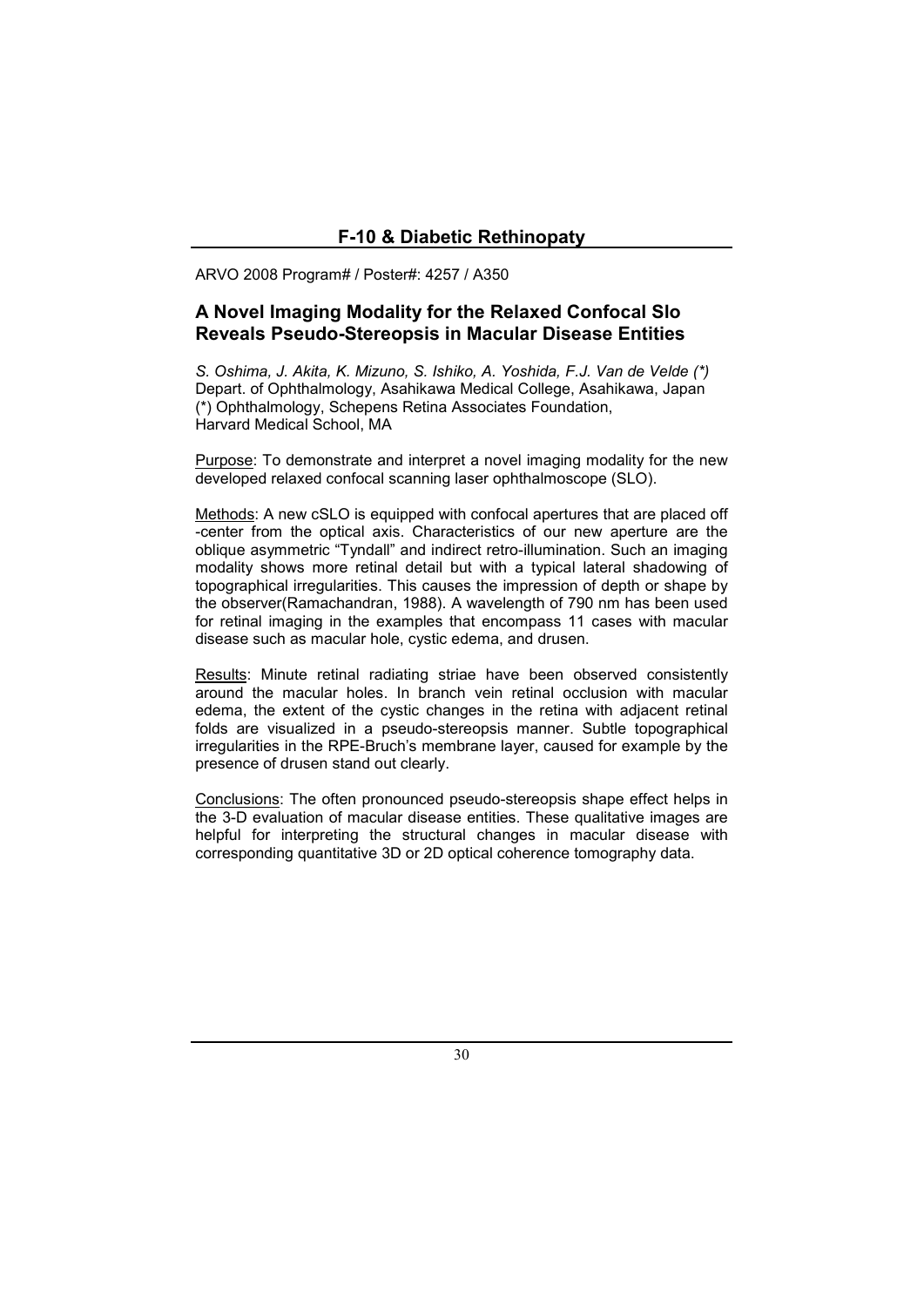## F-10 & Diabetic Rethinopaty

ARVO 2008 Program# / Poster#: 4257 / A350

### A Novel Imaging Modality for the Relaxed Confocal Slo Reveals Pseudo-Stereopsis in Macular Disease Entities

*S. Oshima, J. Akita, K. Mizuno, S. Ishiko, A. Yoshida, F.J. Van de Velde (\*)*
Depart. of Ophthalmology, Asahikawa Medical College, Asahikawa, Japan
(\*) Ophthalmology, Schepens Retina Associates Foundation,
Harvard Medical School, MA

Purpose: To demonstrate and interpret a novel imaging modality for the new developed relaxed confocal scanning laser ophthalmoscope (SLO).

Methods: A new cSLO is equipped with confocal apertures that are placed off -center from the optical axis. Characteristics of our new aperture are the oblique asymmetric "Tyndall" and indirect retro-illumination. Such an imaging modality shows more retinal detail but with a typical lateral shadowing of topographical irregularities. This causes the impression of depth or shape by the observer(Ramachandran, 1988). A wavelength of 790 nm has been used for retinal imaging in the examples that encompass 11 cases with macular disease such as macular hole, cystic edema, and drusen.

Results: Minute retinal radiating striae have been observed consistently around the macular holes. In branch vein retinal occlusion with macular edema, the extent of the cystic changes in the retina with adjacent retinal folds are visualized in a pseudo-stereopsis manner. Subtle topographical irregularities in the RPE-Bruch's membrane layer, caused for example by the presence of drusen stand out clearly.

Conclusions: The often pronounced pseudo-stereopsis shape effect helps in the 3-D evaluation of macular disease entities. These qualitative images are helpful for interpreting the structural changes in macular disease with corresponding quantitative 3D or 2D optical coherence tomography data.